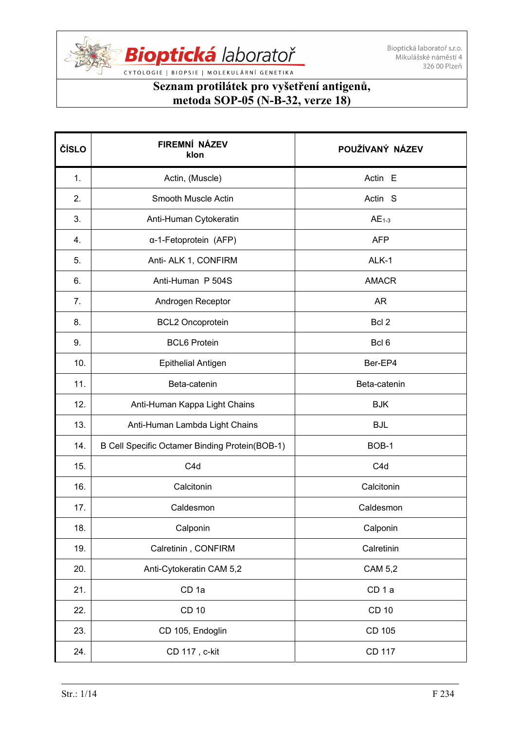Bioptická laboratoř

CYTOLOGIE | BIOPSIE | MOLEKULÁRNÍ GENETIKA

Bioptická laboratoř s.r.o.
Mikulášské náměstí 4
326 00 Plzeň

# Seznam protilátek pro vyšetření antigenů, metoda SOP-05 (N-B-32, verze 18)

| ČÍSLO | FIREMNÍ NÁZEV klon | POUŽÍVANÝ NÁZEV |
|---|---|---|
| 1. | Actin, (Muscle) | Actin E |
| 2. | Smooth Muscle Actin | Actin S |
| 3. | Anti-Human Cytokeratin | $AE_{1-3}$ |
| 4. | α-1-Fetoprotein (AFP) | AFP |
| 5. | Anti- ALK 1, CONFIRM | ALK-1 |
| 6. | Anti-Human P 504S | AMACR |
| 7. | Androgen Receptor | AR |
| 8. | BCL2 Oncoprotein | Bcl 2 |
| 9. | BCL6 Protein | Bcl 6 |
| 10. | Epithelial Antigen | Ber-EP4 |
| 11. | Beta-catenin | Beta-catenin |
| 12. | Anti-Human Kappa Light Chains | BJK |
| 13. | Anti-Human Lambda Light Chains | BJL |
| 14. | B Cell Specific Octamer Binding Protein(BOB-1) | BOB-1 |
| 15. | C4d | C4d |
| 16. | Calcitonin | Calcitonin |
| 17. | Caldesmon | Caldesmon |
| 18. | Calponin | Calponin |
| 19. | Calretinin , CONFIRM | Calretinin |
| 20. | Anti-Cytokeratin CAM 5,2 | CAM 5,2 |
| 21. | CD 1a | CD 1 a |
| 22. | CD 10 | CD 10 |
| 23. | CD 105, Endoglin | CD 105 |
| 24. | CD 117 , c-kit | CD 117 |

F 234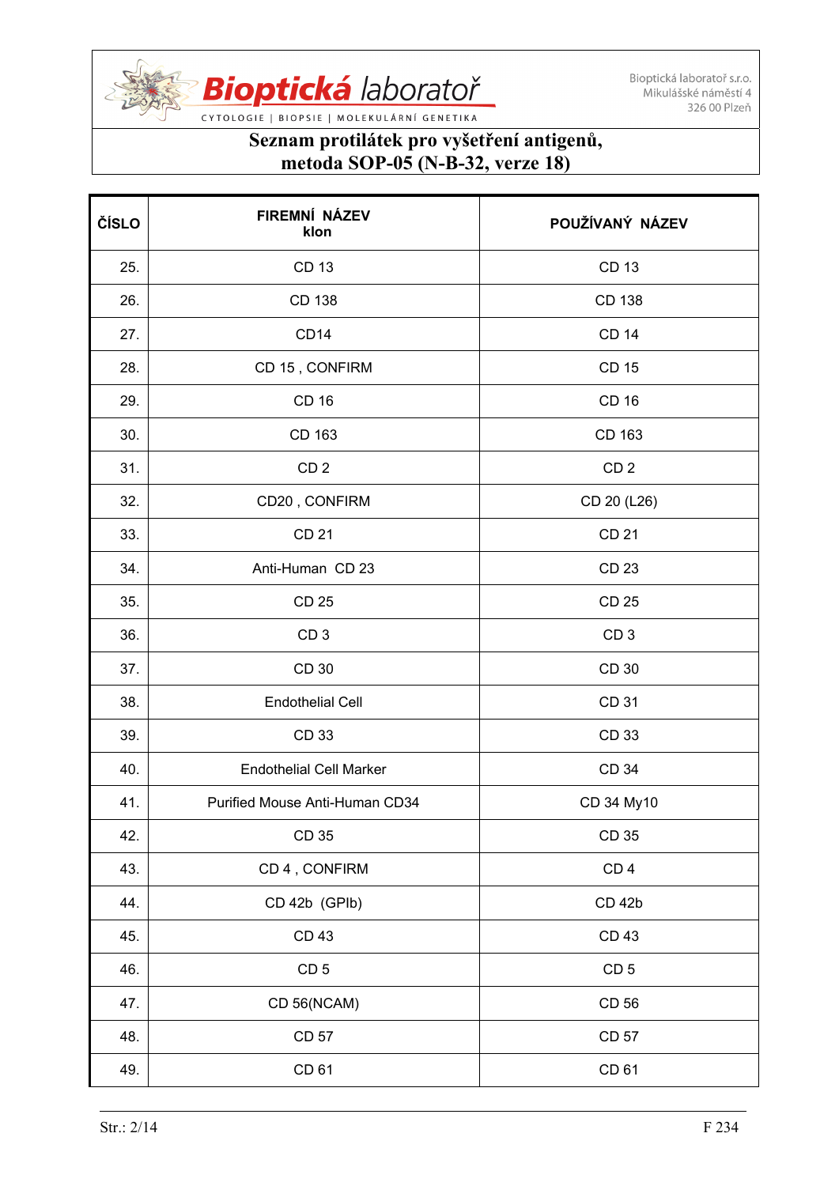**Seznam protilátek pro vyšetření antigenů, metoda SOP-05 (N-B-32, verze 18)**

| ČÍSLO | FIREMNÍ NÁZEV klon | POUŽÍVANÝ NÁZEV |
|---|---|---|
| 25. | CD 13 | CD 13 |
| 26. | CD 138 | CD 138 |
| 27. | CD14 | CD 14 |
| 28. | CD 15 , CONFIRM | CD 15 |
| 29. | CD 16 | CD 16 |
| 30. | CD 163 | CD 163 |
| 31. | CD 2 | CD 2 |
| 32. | CD20 , CONFIRM | CD 20 (L26) |
| 33. | CD 21 | CD 21 |
| 34. | Anti-Human CD 23 | CD 23 |
| 35. | CD 25 | CD 25 |
| 36. | CD 3 | CD 3 |
| 37. | CD 30 | CD 30 |
| 38. | Endothelial Cell | CD 31 |
| 39. | CD 33 | CD 33 |
| 40. | Endothelial Cell Marker | CD 34 |
| 41. | Purified Mouse Anti-Human CD34 | CD 34 My10 |
| 42. | CD 35 | CD 35 |
| 43. | CD 4 , CONFIRM | CD 4 |
| 44. | CD 42b (GPIb) | CD 42b |
| 45. | CD 43 | CD 43 |
| 46. | CD 5 | CD 5 |
| 47. | CD 56(NCAM) | CD 56 |
| 48. | CD 57 | CD 57 |
| 49. | CD 61 | CD 61 |

F 234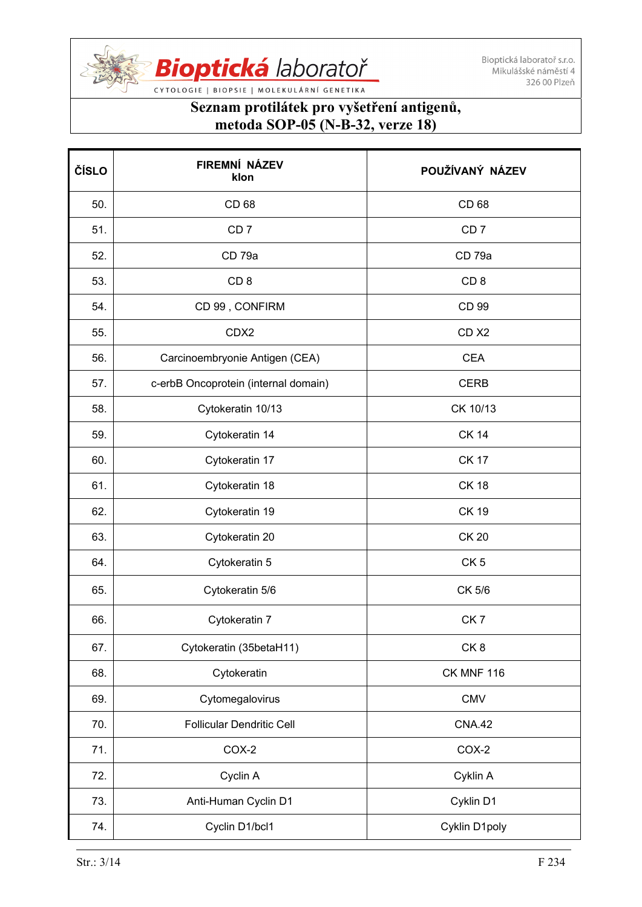**Seznam protilátek pro vyšetření antigenů, metoda SOP-05 (N-B-32, verze 18)**

| ČÍSLO | FIREMNÍ NÁZEV klon | POUŽÍVANÝ NÁZEV |
|---|---|---|
| 50. | CD 68 | CD 68 |
| 51. | CD 7 | CD 7 |
| 52. | CD 79a | CD 79a |
| 53. | CD 8 | CD 8 |
| 54. | CD 99 , CONFIRM | CD 99 |
| 55. | CDX2 | CD X2 |
| 56. | Carcinoembryonie Antigen (CEA) | CEA |
| 57. | c-erbB Oncoprotein (internal domain) | CERB |
| 58. | Cytokeratin 10/13 | CK 10/13 |
| 59. | Cytokeratin 14 | CK 14 |
| 60. | Cytokeratin 17 | CK 17 |
| 61. | Cytokeratin 18 | CK 18 |
| 62. | Cytokeratin 19 | CK 19 |
| 63. | Cytokeratin 20 | CK 20 |
| 64. | Cytokeratin 5 | CK 5 |
| 65. | Cytokeratin 5/6 | CK 5/6 |
| 66. | Cytokeratin 7 | CK 7 |
| 67. | Cytokeratin (35betaH11) | CK 8 |
| 68. | Cytokeratin | CK MNF 116 |
| 69. | Cytomegalovirus | CMV |
| 70. | Follicular Dendritic Cell | CNA.42 |
| 71. | COX-2 | COX-2 |
| 72. | Cyclin A | Cyklin A |
| 73. | Anti-Human Cyclin D1 | Cyklin D1 |
| 74. | Cyclin D1/bcl1 | Cyklin D1poly |

F 234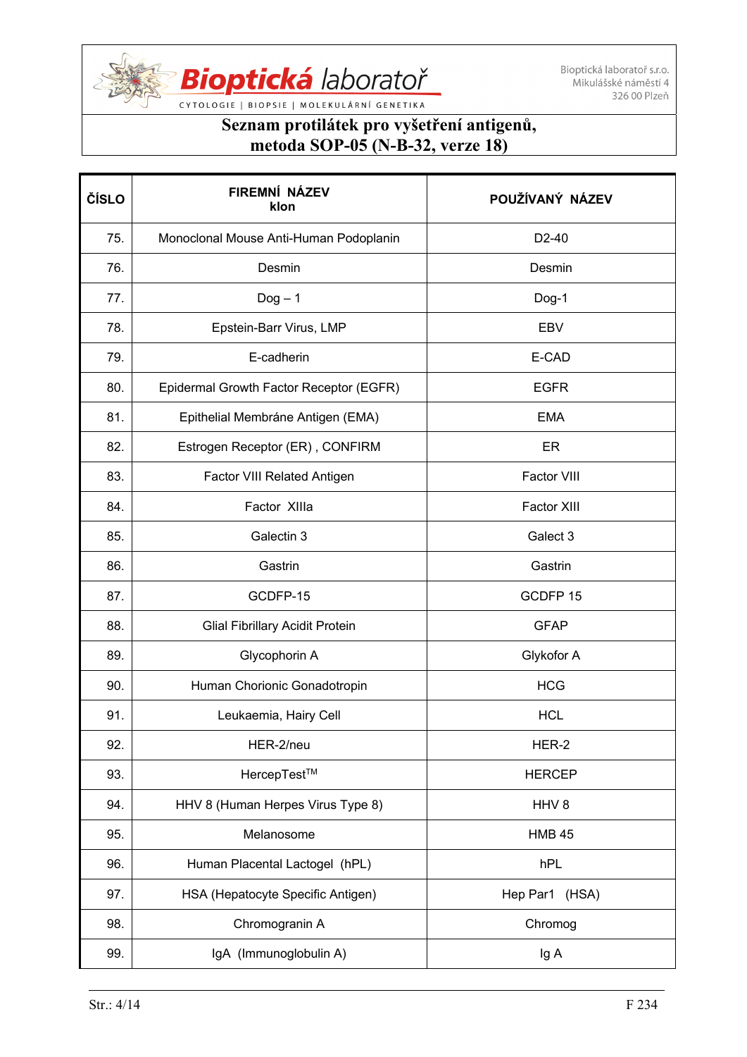# Seznam protilátek pro vyšetření antigenů, metoda SOP-05 (N-B-32, verze 18)

| ČÍSLO | FIREMNÍ NÁZEV klon | POUŽÍVANÝ NÁZEV |
|---|---|---|
| 75. | Monoclonal Mouse Anti-Human Podoplanin | D2-40 |
| 76. | Desmin | Desmin |
| 77. | Dog – 1 | Dog-1 |
| 78. | Epstein-Barr Virus, LMP | EBV |
| 79. | E-cadherin | E-CAD |
| 80. | Epidermal Growth Factor Receptor (EGFR) | EGFR |
| 81. | Epithelial Membráne Antigen (EMA) | EMA |
| 82. | Estrogen Receptor (ER) , CONFIRM | ER |
| 83. | Factor VIII Related Antigen | Factor VIII |
| 84. | Factor XIIIa | Factor XIII |
| 85. | Galectin 3 | Galect 3 |
| 86. | Gastrin | Gastrin |
| 87. | GCDFP-15 | GCDFP 15 |
| 88. | Glial Fibrillary Acidit Protein | GFAP |
| 89. | Glycophorin A | Glykofor A |
| 90. | Human Chorionic Gonadotropin | HCG |
| 91. | Leukaemia, Hairy Cell | HCL |
| 92. | HER-2/neu | HER-2 |
| 93. | HercepTest™ | HERCEP |
| 94. | HHV 8 (Human Herpes Virus Type 8) | HHV 8 |
| 95. | Melanosome | HMB 45 |
| 96. | Human Placental Lactogel (hPL) | hPL |
| 97. | HSA (Hepatocyte Specific Antigen) | Hep Par1 (HSA) |
| 98. | Chromogranin A | Chromog |
| 99. | IgA (Immunoglobulin A) | Ig A |

F 234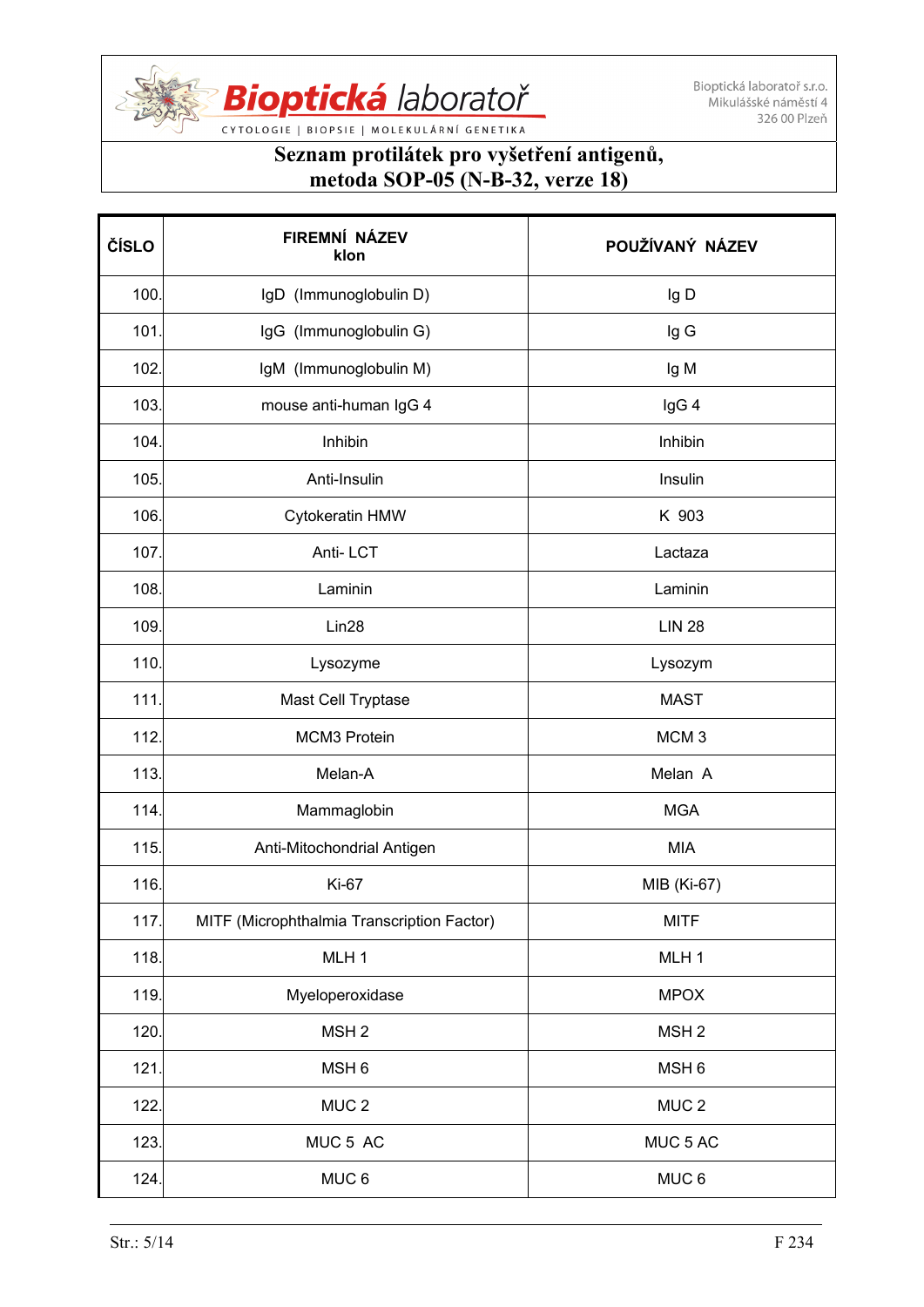**Seznam protilátek pro vyšetření antigenů, metoda SOP-05 (N-B-32, verze 18)**

| ČÍSLO | FIREMNÍ NÁZEV klon | POUŽÍVANÝ NÁZEV |
|---|---|---|
| 100. | IgD (Immunoglobulin D) | Ig D |
| 101. | IgG (Immunoglobulin G) | Ig G |
| 102. | IgM (Immunoglobulin M) | Ig M |
| 103. | mouse anti-human IgG 4 | IgG 4 |
| 104. | Inhibin | Inhibin |
| 105. | Anti-Insulin | Insulin |
| 106. | Cytokeratin HMW | K 903 |
| 107. | Anti- LCT | Lactaza |
| 108. | Laminin | Laminin |
| 109. | Lin28 | LIN 28 |
| 110. | Lysozyme | Lysozym |
| 111. | Mast Cell Tryptase | MAST |
| 112. | MCM3 Protein | MCM 3 |
| 113. | Melan-A | Melan A |
| 114. | Mammaglobin | MGA |
| 115. | Anti-Mitochondrial Antigen | MIA |
| 116. | Ki-67 | MIB (Ki-67) |
| 117. | MITF (Microphthalmia Transcription Factor) | MITF |
| 118. | MLH 1 | MLH 1 |
| 119. | Myeloperoxidase | MPOX |
| 120. | MSH 2 | MSH 2 |
| 121. | MSH 6 | MSH 6 |
| 122. | MUC 2 | MUC 2 |
| 123. | MUC 5 AC | MUC 5 AC |
| 124. | MUC 6 | MUC 6 |

F 234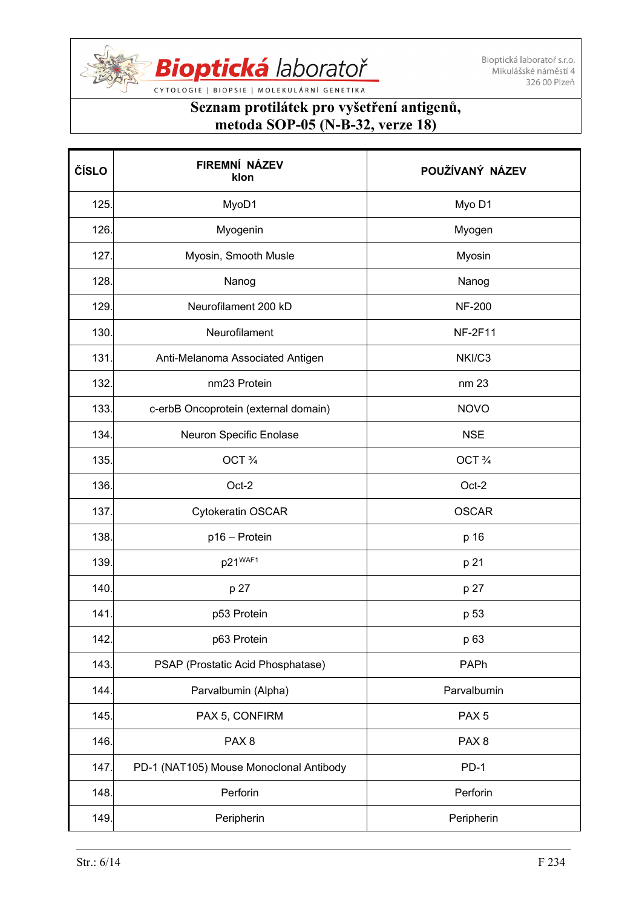**Seznam protilátek pro vyšetření antigenů, metoda SOP-05 (N-B-32, verze 18)**

| ČÍSLO | FIREMNÍ NÁZEV klon | POUŽÍVANÝ NÁZEV |
|---|---|---|
| 125. | MyoD1 | Myo D1 |
| 126. | Myogenin | Myogen |
| 127. | Myosin, Smooth Musle | Myosin |
| 128. | Nanog | Nanog |
| 129. | Neurofilament 200 kD | NF-200 |
| 130. | Neurofilament | NF-2F11 |
| 131. | Anti-Melanoma Associated Antigen | NKI/C3 |
| 132. | nm23 Protein | nm 23 |
| 133. | c-erbB Oncoprotein (external domain) | NOVO |
| 134. | Neuron Specific Enolase | NSE |
| 135. | OCT ¾ | OCT ¾ |
| 136. | Oct-2 | Oct-2 |
| 137. | Cytokeratin OSCAR | OSCAR |
| 138. | p16 – Protein | p 16 |
| 139. | p21 WAF1 | p 21 |
| 140. | p 27 | p 27 |
| 141. | p53 Protein | p 53 |
| 142. | p63 Protein | p 63 |
| 143. | PSAP (Prostatic Acid Phosphatase) | PAPh |
| 144. | Parvalbumin (Alpha) | Parvalbumin |
| 145. | PAX 5, CONFIRM | PAX 5 |
| 146. | PAX 8 | PAX 8 |
| 147. | PD-1 (NAT105) Mouse Monoclonal Antibody | PD-1 |
| 148. | Perforin | Perforin |
| 149. | Peripherin | Peripherin |

F 234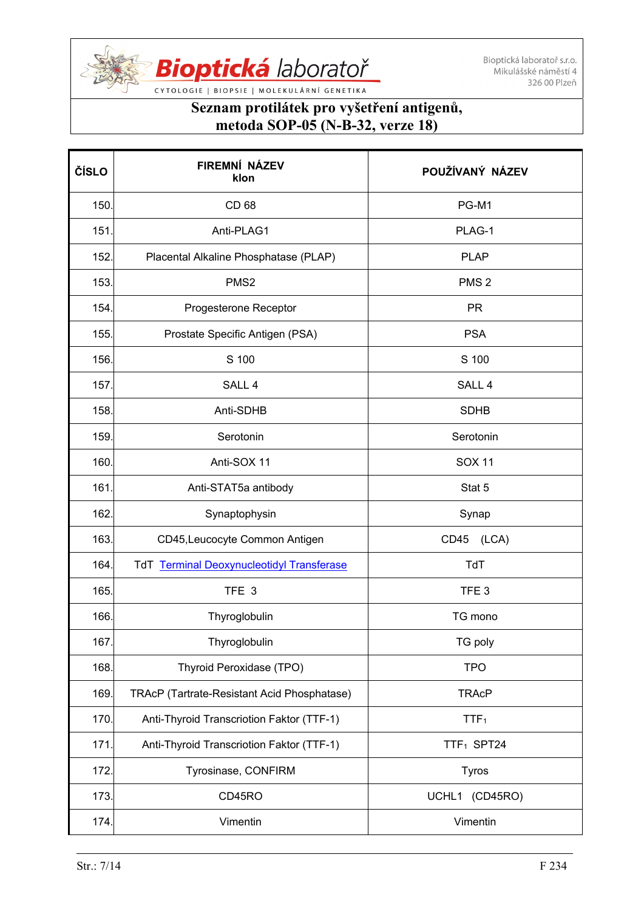# Seznam protilátek pro vyšetření antigenů, metoda SOP-05 (N-B-32, verze 18)

| ČÍSLO | FIREMNÍ NÁZEV klon | POUŽÍVANÝ NÁZEV |
|---|---|---|
| 150. | CD 68 | PG-M1 |
| 151. | Anti-PLAG1 | PLAG-1 |
| 152. | Placental Alkaline Phosphatase (PLAP) | PLAP |
| 153. | PMS2 | PMS 2 |
| 154. | Progesterone Receptor | PR |
| 155. | Prostate Specific Antigen (PSA) | PSA |
| 156. | S 100 | S 100 |
| 157. | SALL 4 | SALL 4 |
| 158. | Anti-SDHB | SDHB |
| 159. | Serotonin | Serotonin |
| 160. | Anti-SOX 11 | SOX 11 |
| 161. | Anti-STAT5a antibody | Stat 5 |
| 162. | Synaptophysin | Synap |
| 163. | CD45,Leucocyte Common Antigen | CD45 (LCA) |
| 164. | TdT Terminal Deoxynucleotidyl Transferase | TdT |
| 165. | TFE 3 | TFE 3 |
| 166. | Thyroglobulin | TG mono |
| 167. | Thyroglobulin | TG poly |
| 168. | Thyroid Peroxidase (TPO) | TPO |
| 169. | TRAcP (Tartrate-Resistant Acid Phosphatase) | TRAcP |
| 170. | Anti-Thyroid Transcriotion Faktor (TTF-1) | $TTF_1$ |
| 171. | Anti-Thyroid Transcriotion Faktor (TTF-1) | $TTF_1$ SPT24 |
| 172. | Tyrosinase, CONFIRM | Tyros |
| 173. | CD45RO | UCHL1 (CD45RO) |
| 174. | Vimentin | Vimentin |

F 234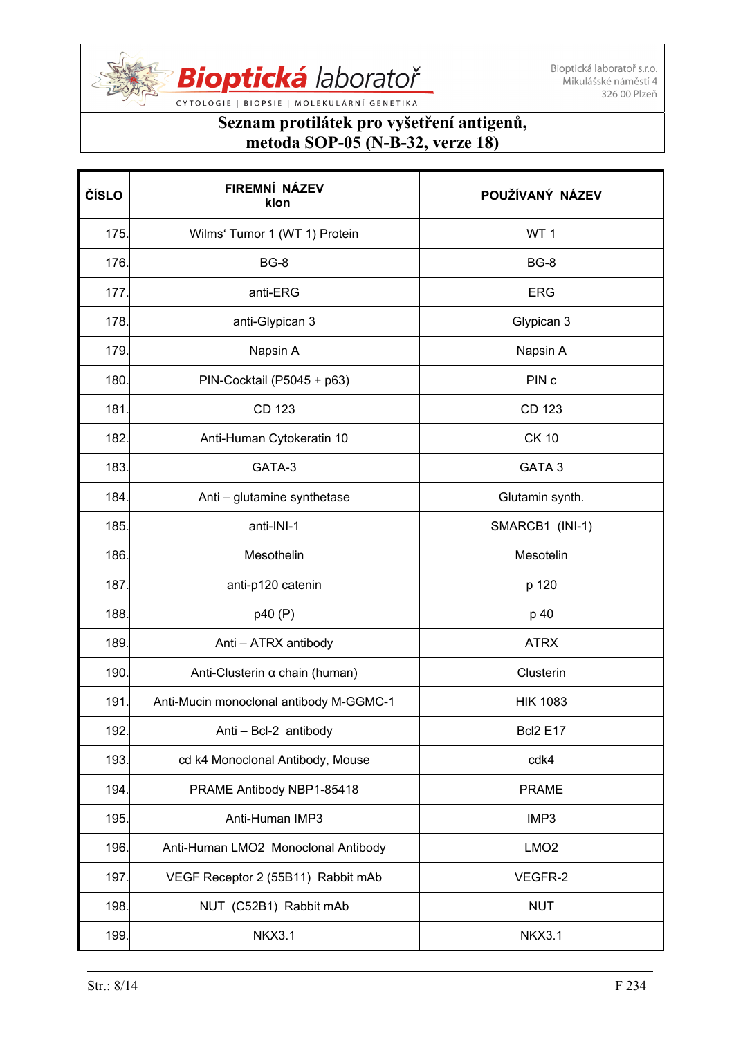## Seznam protilátek pro vyšetření antigenů, metoda SOP-05 (N-B-32, verze 18)

| ČÍSLO | FIREMNÍ NÁZEV klon | POUŽÍVANÝ NÁZEV |
|---|---|---|
| 175. | Wilms' Tumor 1 (WT 1) Protein | WT 1 |
| 176. | BG-8 | BG-8 |
| 177. | anti-ERG | ERG |
| 178. | anti-Glypican 3 | Glypican 3 |
| 179. | Napsin A | Napsin A |
| 180. | PIN-Cocktail (P5045 + p63) | PIN c |
| 181. | CD 123 | CD 123 |
| 182. | Anti-Human Cytokeratin 10 | CK 10 |
| 183. | GATA-3 | GATA 3 |
| 184. | Anti – glutamine synthetase | Glutamin synth. |
| 185. | anti-INI-1 | SMARCB1 (INI-1) |
| 186. | Mesothelin | Mesotelin |
| 187. | anti-p120 catenin | p 120 |
| 188. | p40 (P) | p 40 |
| 189. | Anti – ATRX antibody | ATRX |
| 190. | Anti-Clusterin α chain (human) | Clusterin |
| 191. | Anti-Mucin monoclonal antibody M-GGMC-1 | HIK 1083 |
| 192. | Anti – Bcl-2 antibody | Bcl2 E17 |
| 193. | cd k4 Monoclonal Antibody, Mouse | cdk4 |
| 194. | PRAME Antibody NBP1-85418 | PRAME |
| 195. | Anti-Human IMP3 | IMP3 |
| 196. | Anti-Human LMO2 Monoclonal Antibody | LMO2 |
| 197. | VEGF Receptor 2 (55B11) Rabbit mAb | VEGFR-2 |
| 198. | NUT (C52B1) Rabbit mAb | NUT |
| 199. | NKX3.1 | NKX3.1 |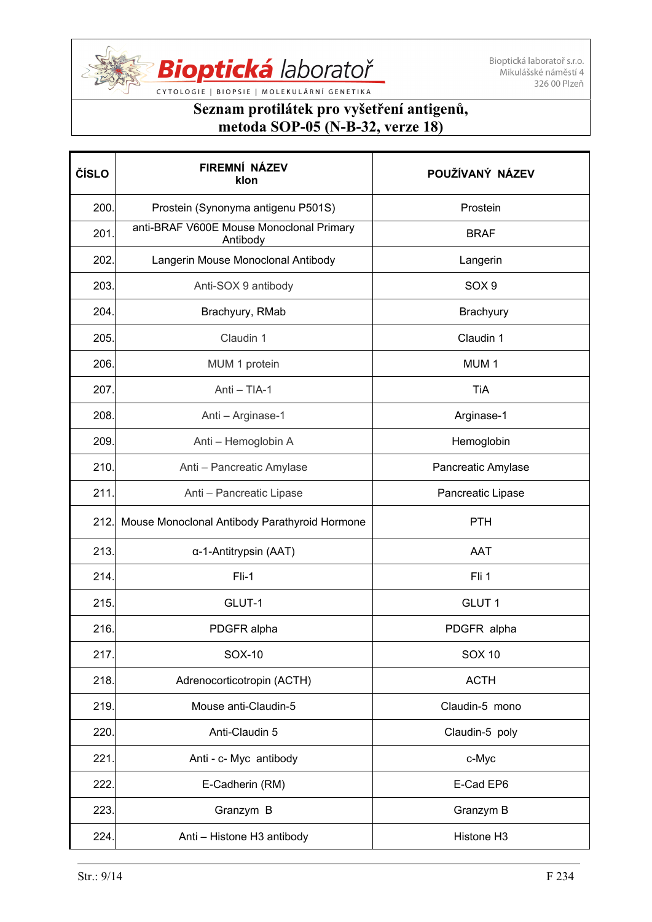# Seznam protilátek pro vyšetření antigenů, metoda SOP-05 (N-B-32, verze 18)

| ČÍSLO | FIREMNÍ NÁZEV klon | POUŽÍVANÝ NÁZEV |
|---|---|---|
| 200. | Prostein (Synonyma antigenu P501S) | Prostein |
| 201. | anti-BRAF V600E Mouse Monoclonal Primary Antibody | BRAF |
| 202. | Langerin Mouse Monoclonal Antibody | Langerin |
| 203. | Anti-SOX 9 antibody | SOX 9 |
| 204. | Brachyury, RMab | Brachyury |
| 205. | Claudin 1 | Claudin 1 |
| 206. | MUM 1 protein | MUM 1 |
| 207. | Anti – TIA-1 | TiA |
| 208. | Anti – Arginase-1 | Arginase-1 |
| 209. | Anti – Hemoglobin A | Hemoglobin |
| 210. | Anti – Pancreatic Amylase | Pancreatic Amylase |
| 211. | Anti – Pancreatic Lipase | Pancreatic Lipase |
| 212. | Mouse Monoclonal Antibody Parathyroid Hormone | PTH |
| 213. | α-1-Antitrypsin (AAT) | AAT |
| 214. | Fli-1 | Fli 1 |
| 215. | GLUT-1 | GLUT 1 |
| 216. | PDGFR alpha | PDGFR alpha |
| 217. | SOX-10 | SOX 10 |
| 218. | Adrenocorticotropin (ACTH) | ACTH |
| 219. | Mouse anti-Claudin-5 | Claudin-5 mono |
| 220. | Anti-Claudin 5 | Claudin-5 poly |
| 221. | Anti - c- Myc antibody | c-Myc |
| 222. | E-Cadherin (RM) | E-Cad EP6 |
| 223. | Granzym B | Granzym B |
| 224. | Anti – Histone H3 antibody | Histone H3 |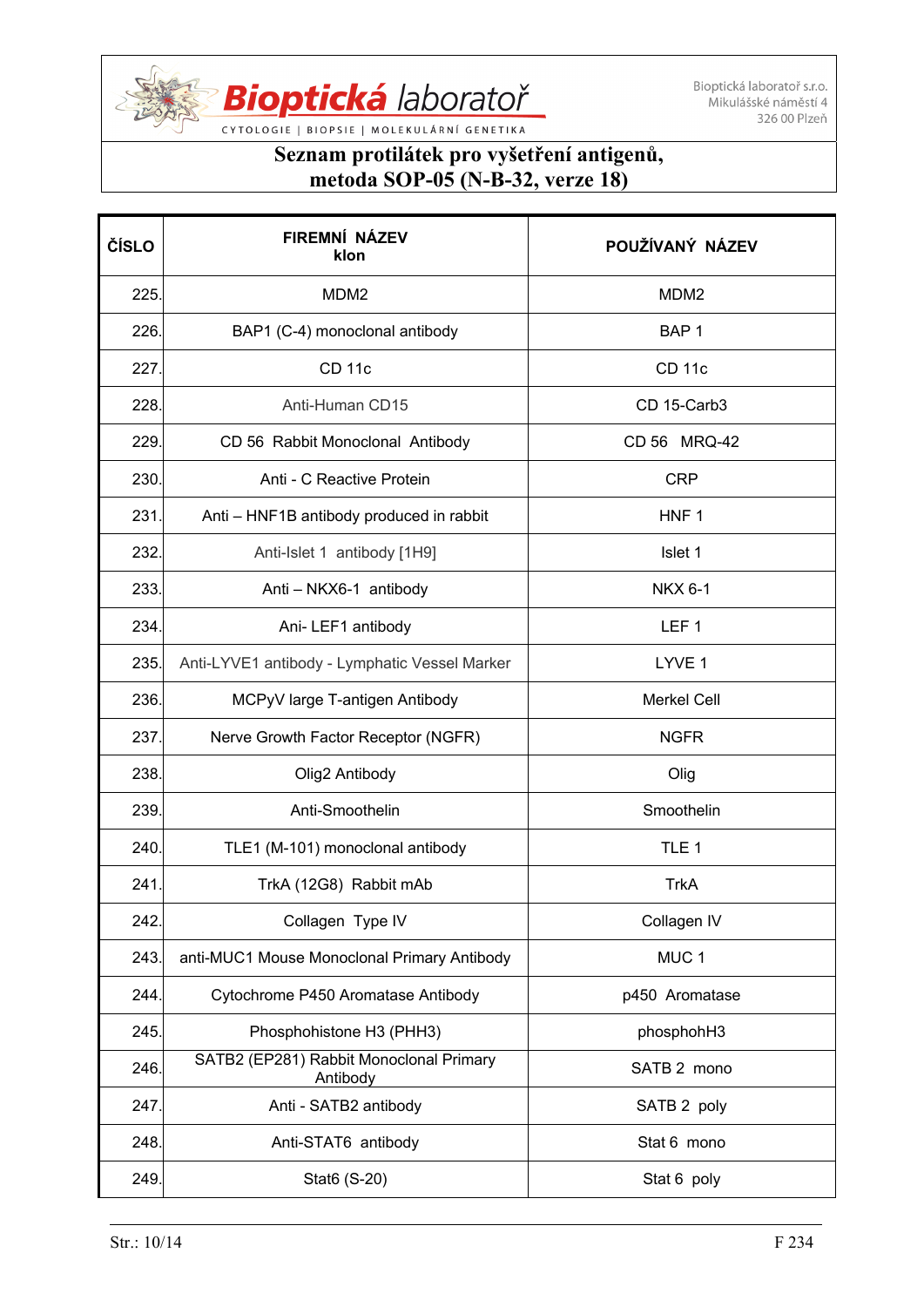# Seznam protilátek pro vyšetření antigenů, metoda SOP-05 (N-B-32, verze 18)

| ČÍSLO | FIREMNÍ NÁZEV klon | POUŽÍVANÝ NÁZEV |
|---|---|---|
| 225. | MDM2 | MDM2 |
| 226. | BAP1 (C-4) monoclonal antibody | BAP 1 |
| 227. | CD 11c | CD 11c |
| 228. | Anti-Human CD15 | CD 15-Carb3 |
| 229. | CD 56 Rabbit Monoclonal Antibody | CD 56 MRQ-42 |
| 230. | Anti - C Reactive Protein | CRP |
| 231. | Anti – HNF1B antibody produced in rabbit | HNF 1 |
| 232. | Anti-Islet 1 antibody [1H9] | Islet 1 |
| 233. | Anti – NKX6-1 antibody | NKX 6-1 |
| 234. | Ani- LEF1 antibody | LEF 1 |
| 235. | Anti-LYVE1 antibody - Lymphatic Vessel Marker | LYVE 1 |
| 236. | MCPyV large T-antigen Antibody | Merkel Cell |
| 237. | Nerve Growth Factor Receptor (NGFR) | NGFR |
| 238. | Olig2 Antibody | Olig |
| 239. | Anti-Smoothelin | Smoothelin |
| 240. | TLE1 (M-101) monoclonal antibody | TLE 1 |
| 241. | TrkA (12G8) Rabbit mAb | TrkA |
| 242. | Collagen Type IV | Collagen IV |
| 243. | anti-MUC1 Mouse Monoclonal Primary Antibody | MUC 1 |
| 244. | Cytochrome P450 Aromatase Antibody | p450 Aromatase |
| 245. | Phosphohistone H3 (PHH3) | phosphohH3 |
| 246. | SATB2 (EP281) Rabbit Monoclonal Primary Antibody | SATB 2 mono |
| 247. | Anti - SATB2 antibody | SATB 2 poly |
| 248. | Anti-STAT6 antibody | Stat 6 mono |
| 249. | Stat6 (S-20) | Stat 6 poly |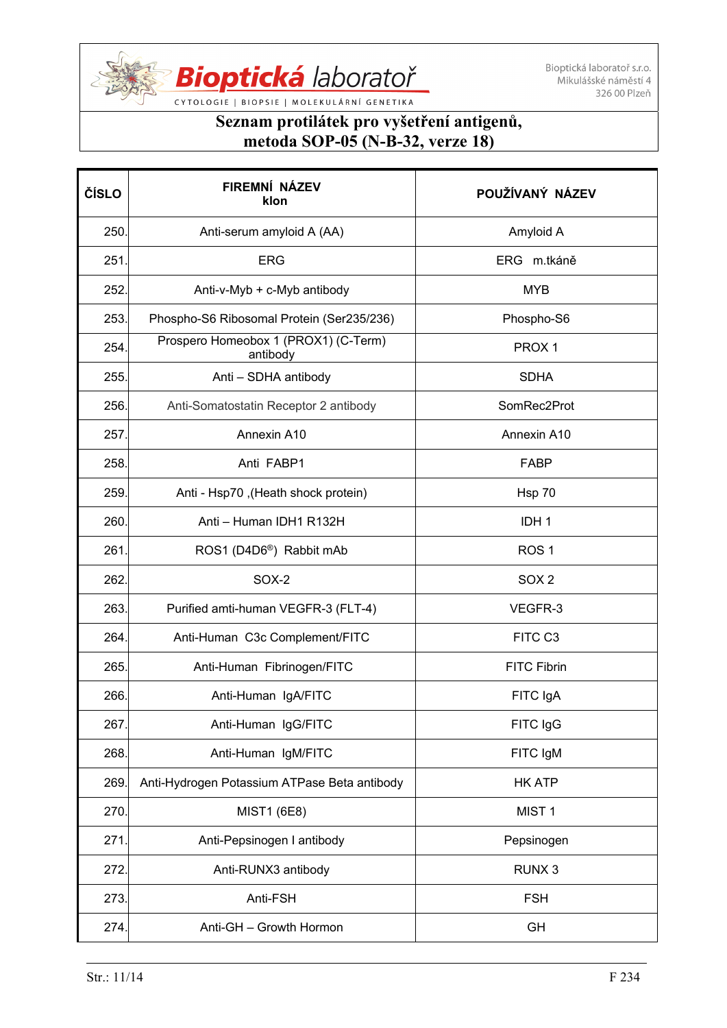# Seznam protilátek pro vyšetření antigenů, metoda SOP-05 (N-B-32, verze 18)

| ČÍSLO | FIREMNÍ NÁZEV klon | POUŽÍVANÝ NÁZEV |
|---|---|---|
| 250. | Anti-serum amyloid A (AA) | Amyloid A |
| 251. | ERG | ERG m.tkáně |
| 252. | Anti-v-Myb + c-Myb antibody | MYB |
| 253. | Phospho-S6 Ribosomal Protein (Ser235/236) | Phospho-S6 |
| 254. | Prospero Homeobox 1 (PROX1) (C-Term) antibody | PROX 1 |
| 255. | Anti – SDHA antibody | SDHA |
| 256. | Anti-Somatostatin Receptor 2 antibody | SomRec2Prot |
| 257. | Annexin A10 | Annexin A10 |
| 258. | Anti FABP1 | FABP |
| 259. | Anti - Hsp70 ,(Heath shock protein) | Hsp 70 |
| 260. | Anti – Human IDH1 R132H | IDH 1 |
| 261. | ROS1 (D4D6®) Rabbit mAb | ROS 1 |
| 262. | SOX-2 | SOX 2 |
| 263. | Purified amti-human VEGFR-3 (FLT-4) | VEGFR-3 |
| 264. | Anti-Human C3c Complement/FITC | FITC C3 |
| 265. | Anti-Human Fibrinogen/FITC | FITC Fibrin |
| 266. | Anti-Human IgA/FITC | FITC IgA |
| 267. | Anti-Human IgG/FITC | FITC IgG |
| 268. | Anti-Human IgM/FITC | FITC IgM |
| 269. | Anti-Hydrogen Potassium ATPase Beta antibody | HK ATP |
| 270. | MIST1 (6E8) | MIST 1 |
| 271. | Anti-Pepsinogen I antibody | Pepsinogen |
| 272. | Anti-RUNX3 antibody | RUNX 3 |
| 273. | Anti-FSH | FSH |
| 274. | Anti-GH – Growth Hormon | GH |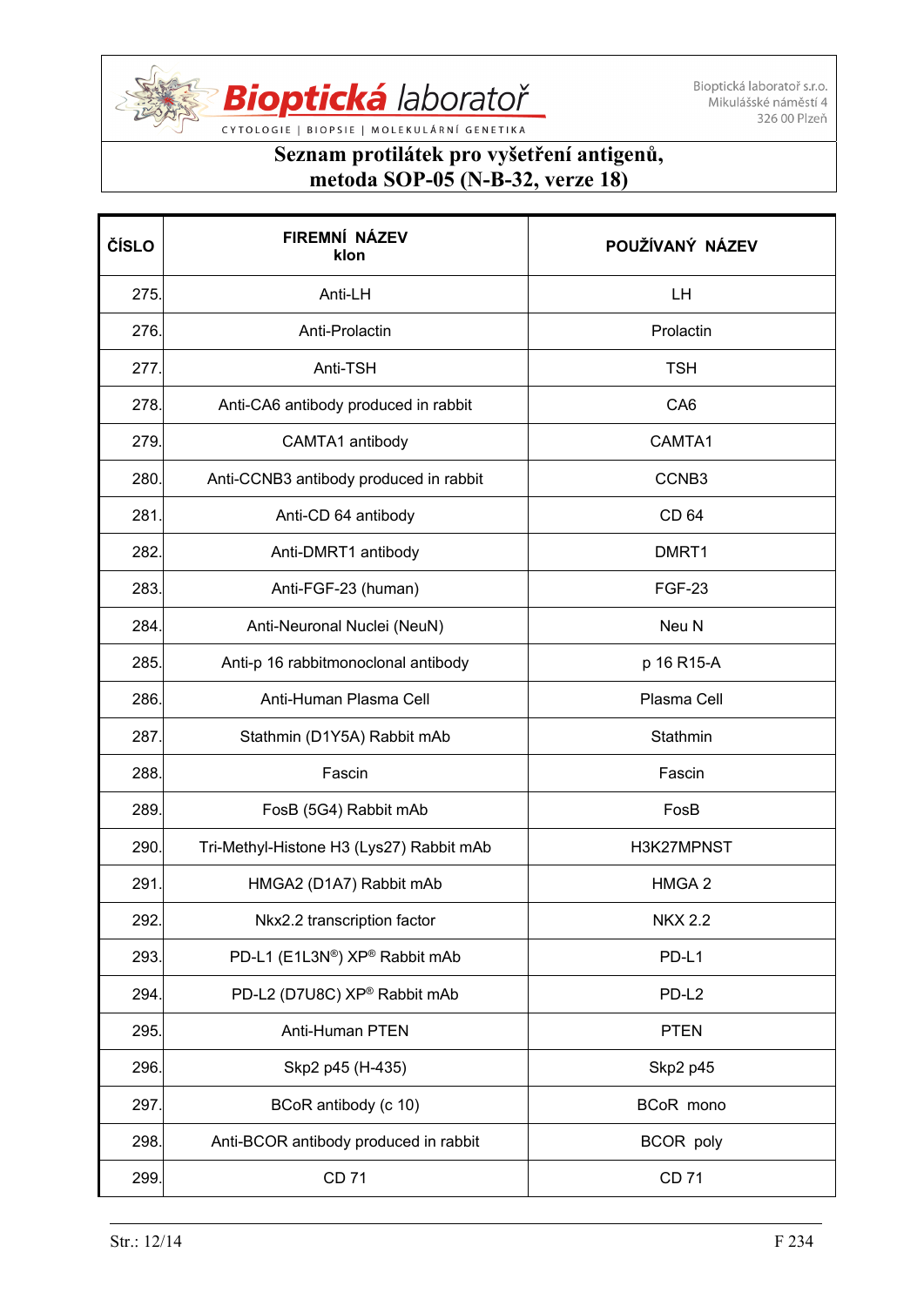# Seznam protilátek pro vyšetření antigenů, metoda SOP-05 (N-B-32, verze 18)

| ČÍSLO | FIREMNÍ NÁZEV klon | POUŽÍVANÝ NÁZEV |
|---|---|---|
| 275. | Anti-LH | LH |
| 276. | Anti-Prolactin | Prolactin |
| 277. | Anti-TSH | TSH |
| 278. | Anti-CA6 antibody produced in rabbit | CA6 |
| 279. | CAMTA1 antibody | CAMTA1 |
| 280. | Anti-CCNB3 antibody produced in rabbit | CCNB3 |
| 281. | Anti-CD 64 antibody | CD 64 |
| 282. | Anti-DMRT1 antibody | DMRT1 |
| 283. | Anti-FGF-23 (human) | FGF-23 |
| 284. | Anti-Neuronal Nuclei (NeuN) | Neu N |
| 285. | Anti-p 16 rabbitmonoclonal antibody | p 16 R15-A |
| 286. | Anti-Human Plasma Cell | Plasma Cell |
| 287. | Stathmin (D1Y5A) Rabbit mAb | Stathmin |
| 288. | Fascin | Fascin |
| 289. | FosB (5G4) Rabbit mAb | FosB |
| 290. | Tri-Methyl-Histone H3 (Lys27) Rabbit mAb | H3K27MPNST |
| 291. | HMGA2 (D1A7) Rabbit mAb | HMGA 2 |
| 292. | Nkx2.2 transcription factor | NKX 2.2 |
| 293. | PD-L1 (E1L3N®) XP® Rabbit mAb | PD-L1 |
| 294. | PD-L2 (D7U8C) XP® Rabbit mAb | PD-L2 |
| 295. | Anti-Human PTEN | PTEN |
| 296. | Skp2 p45 (H-435) | Skp2 p45 |
| 297. | BCoR antibody (c 10) | BCoR mono |
| 298. | Anti-BCOR antibody produced in rabbit | BCOR poly |
| 299. | CD 71 | CD 71 |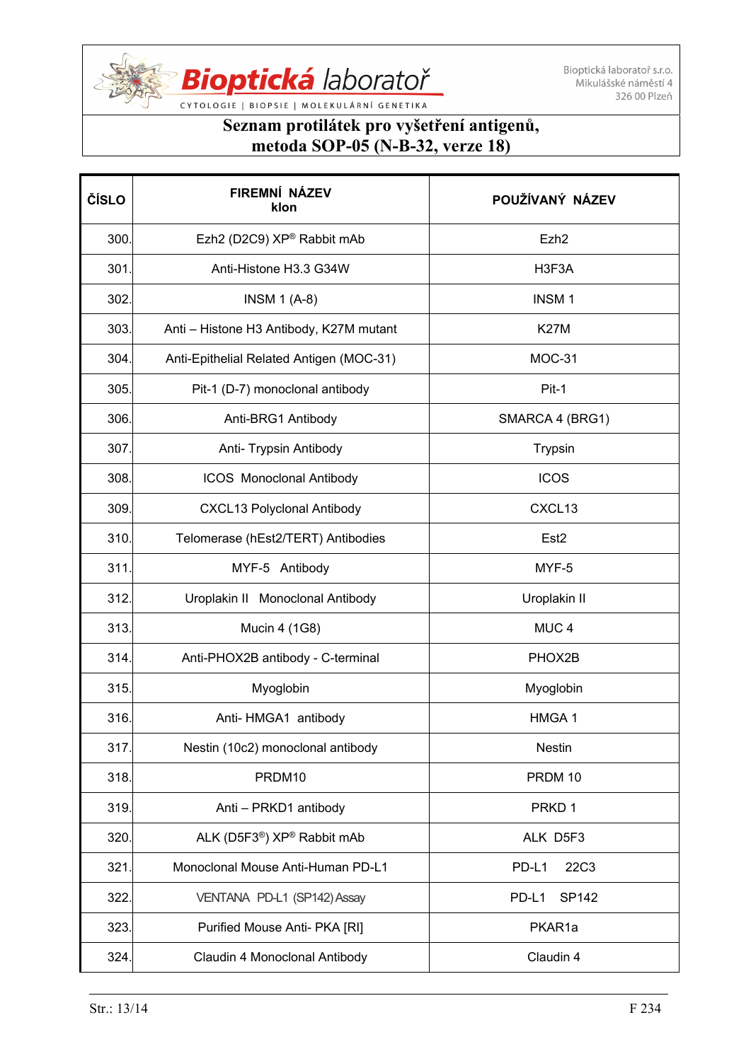# Seznam protilátek pro vyšetření antigenů, metoda SOP-05 (N-B-32, verze 18)

| ČÍSLO | FIREMNÍ NÁZEV klon | POUŽÍVANÝ NÁZEV |
|---|---|---|
| 300. | Ezh2 (D2C9) XP® Rabbit mAb | Ezh2 |
| 301. | Anti-Histone H3.3 G34W | H3F3A |
| 302. | INSM 1 (A-8) | INSM 1 |
| 303. | Anti – Histone H3 Antibody, K27M mutant | K27M |
| 304. | Anti-Epithelial Related Antigen (MOC-31) | MOC-31 |
| 305. | Pit-1 (D-7) monoclonal antibody | Pit-1 |
| 306. | Anti-BRG1 Antibody | SMARCA 4 (BRG1) |
| 307. | Anti- Trypsin Antibody | Trypsin |
| 308. | ICOS  Monoclonal Antibody | ICOS |
| 309. | CXCL13 Polyclonal Antibody | CXCL13 |
| 310. | Telomerase (hEst2/TERT) Antibodies | Est2 |
| 311. | MYF-5   Antibody | MYF-5 |
| 312. | Uroplakin II   Monoclonal Antibody | Uroplakin II |
| 313. | Mucin 4 (1G8) | MUC 4 |
| 314. | Anti-PHOX2B antibody - C-terminal | PHOX2B |
| 315. | Myoglobin | Myoglobin |
| 316. | Anti- HMGA1  antibody | HMGA 1 |
| 317. | Nestin (10c2) monoclonal antibody | Nestin |
| 318. | PRDM10 | PRDM 10 |
| 319. | Anti – PRKD1 antibody | PRKD 1 |
| 320. | ALK (D5F3®) XP® Rabbit mAb | ALK  D5F3 |
| 321. | Monoclonal Mouse Anti-Human PD-L1 | PD-L1     22C3 |
| 322. | VENTANA  PD-L1 (SP142) Assay | PD-L1    SP142 |
| 323. | Purified Mouse Anti- PKA [RI] | PKAR1a |
| 324. | Claudin 4 Monoclonal Antibody | Claudin 4 |

F 234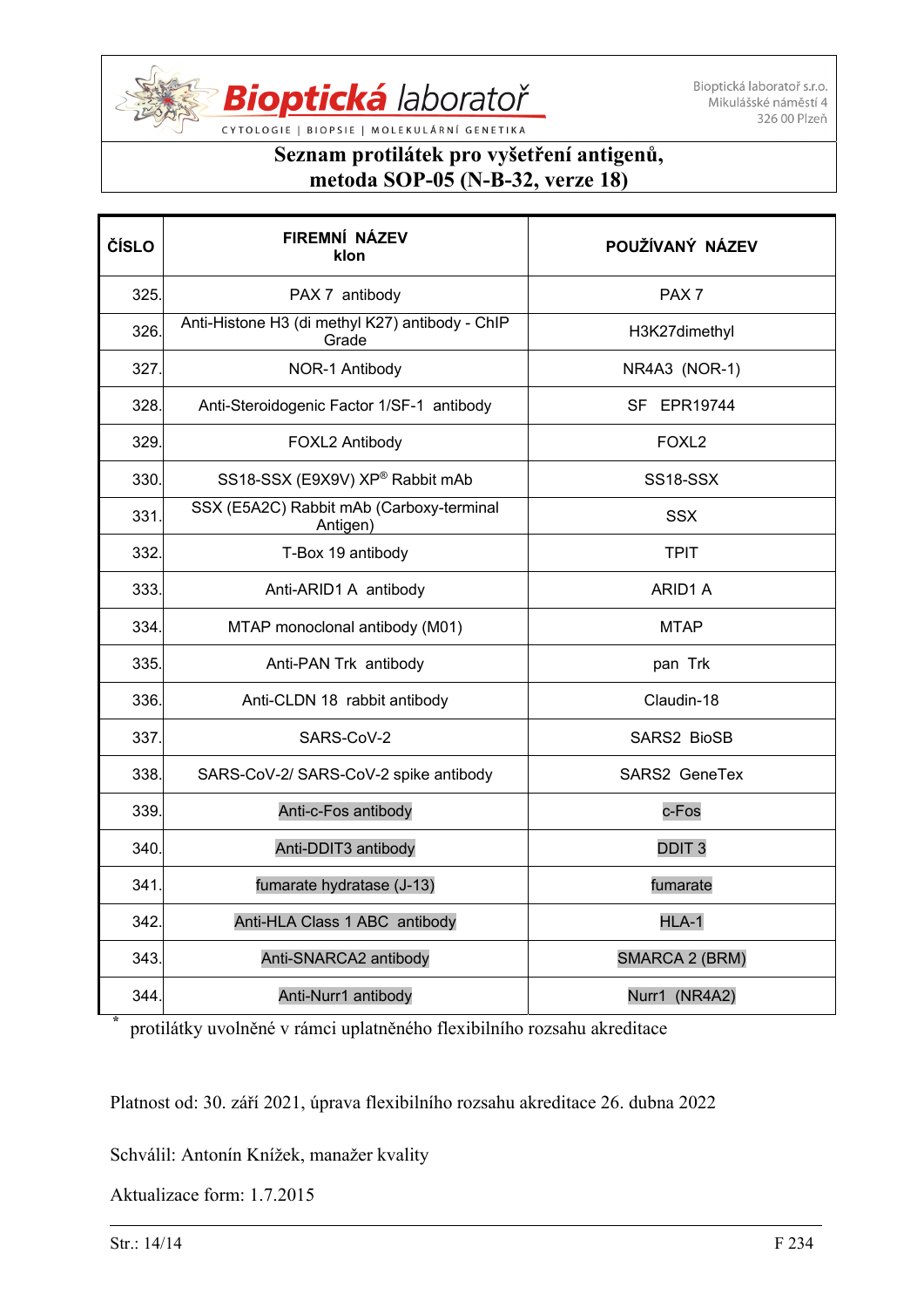# Seznam protilátek pro vyšetření antigenů, metoda SOP-05 (N-B-32, verze 18)

| ČÍSLO | FIREMNÍ NÁZEV klon | POUŽÍVANÝ NÁZEV |
|---|---|---|
| 325. | PAX 7 antibody | PAX 7 |
| 326. | Anti-Histone H3 (di methyl K27) antibody - ChIP Grade | H3K27dimethyl |
| 327. | NOR-1 Antibody | NR4A3 (NOR-1) |
| 328. | Anti-Steroidogenic Factor 1/SF-1 antibody | SF EPR19744 |
| 329. | FOXL2 Antibody | FOXL2 |
| 330. | SS18-SSX (E9X9V) XP® Rabbit mAb | SS18-SSX |
| 331. | SSX (E5A2C) Rabbit mAb (Carboxy-terminal Antigen) | SSX |
| 332. | T-Box 19 antibody | TPIT |
| 333. | Anti-ARID1 A antibody | ARID1 A |
| 334. | MTAP monoclonal antibody (M01) | MTAP |
| 335. | Anti-PAN Trk antibody | pan Trk |
| 336. | Anti-CLDN 18 rabbit antibody | Claudin-18 |
| 337. | SARS-CoV-2 | SARS2 BioSB |
| 338. | SARS-CoV-2/ SARS-CoV-2 spike antibody | SARS2 GeneTex |
| 339. | Anti-c-Fos antibody | c-Fos |
| 340. | Anti-DDIT3 antibody | DDIT 3 |
| 341. | fumarate hydratase (J-13) | fumarate |
| 342. | Anti-HLA Class 1 ABC antibody | HLA-1 |
| 343. | Anti-SNARCA2 antibody | SMARCA 2 (BRM) |
| 344. | Anti-Nurr1 antibody | Nurr1 (NR4A2) |

* protilátky uvolněné v rámci uplatněného flexibilního rozsahu akreditace

Platnost od: 30. září 2021, úprava flexibilního rozsahu akreditace 26. dubna 2022

Schválil: Antonín Knížek, manažer kvality

Aktualizace form: 1.7.2015